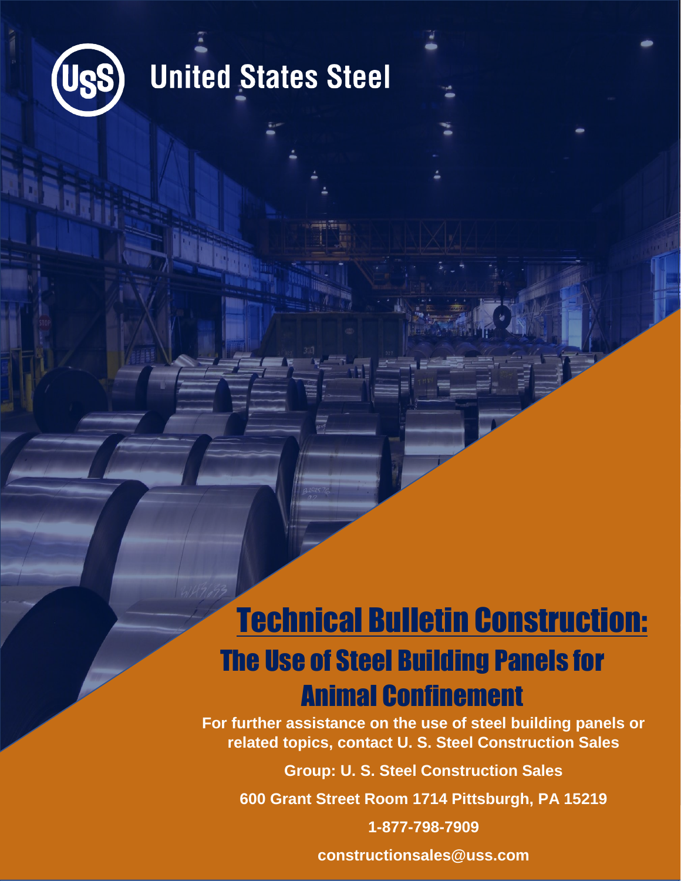United States Steel

# Technical Bulletin Construction:

## The Use of Steel Building Panels for Animal Confinement

**For further assistance on the use of steel building panels or related topics, contact U. S. Steel Construction Sales**

**Group: U. S. Steel Construction Sales**

**600 Grant Street Room 1714 Pittsburgh, PA 15219**

**1-877-798-7909**

**constructionsales@uss.com**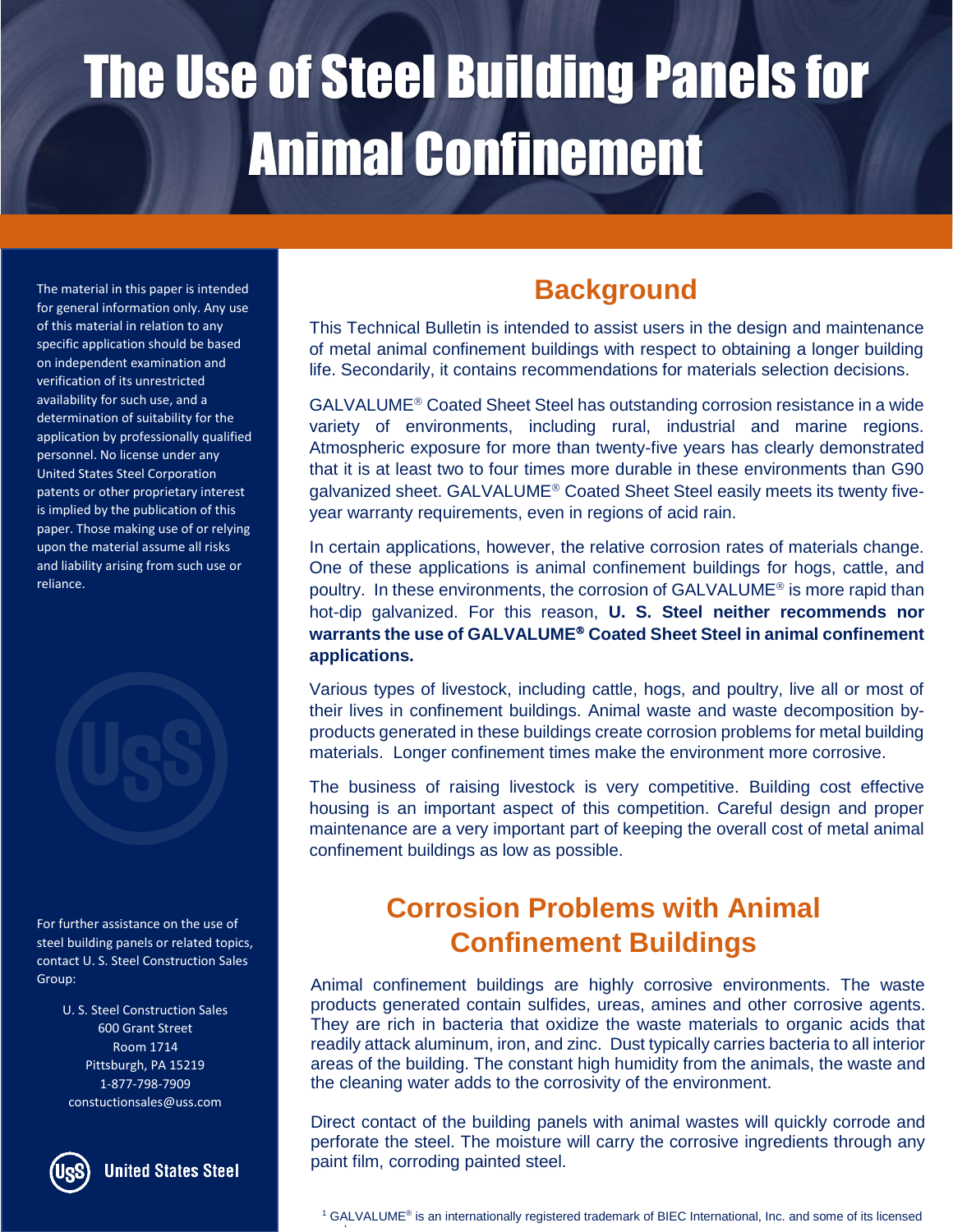# The Use of Steel Building Panels for Animal Confinement

The material in this paper is intended for general information only. Any use of this material in relation to any specific application should be based on independent examination and verification of its unrestricted availability for such use, and a determination of suitability for the application by professionally qualified personnel. No license under any United States Steel Corporation patents or other proprietary interest is implied by the publication of this paper. Those making use of or relying upon the material assume all risks and liability arising from such use or reliance.

For further assistance on the use of steel building panels or related topics, contact U. S. Steel Construction Sales Group:

U. S. Steel Construction Sales
600 Grant Street
Room 1714
Pittsburgh, PA 15219
1-877-798-7909
constuctionsales@uss.com

United States Steel

## Background

This Technical Bulletin is intended to assist users in the design and maintenance of metal animal confinement buildings with respect to obtaining a longer building life. Secondarily, it contains recommendations for materials selection decisions.

GALVALUME® Coated Sheet Steel has outstanding corrosion resistance in a wide variety of environments, including rural, industrial and marine regions. Atmospheric exposure for more than twenty-five years has clearly demonstrated that it is at least two to four times more durable in these environments than G90 galvanized sheet. GALVALUME® Coated Sheet Steel easily meets its twenty five-year warranty requirements, even in regions of acid rain.

In certain applications, however, the relative corrosion rates of materials change. One of these applications is animal confinement buildings for hogs, cattle, and poultry. In these environments, the corrosion of GALVALUME® is more rapid than hot-dip galvanized. For this reason, **U. S. Steel neither recommends nor warrants the use of GALVALUME® Coated Sheet Steel in animal confinement applications.**

Various types of livestock, including cattle, hogs, and poultry, live all or most of their lives in confinement buildings. Animal waste and waste decomposition by-products generated in these buildings create corrosion problems for metal building materials. Longer confinement times make the environment more corrosive.

The business of raising livestock is very competitive. Building cost effective housing is an important aspect of this competition. Careful design and proper maintenance are a very important part of keeping the overall cost of metal animal confinement buildings as low as possible.

## Corrosion Problems with Animal Confinement Buildings

Animal confinement buildings are highly corrosive environments. The waste products generated contain sulfides, ureas, amines and other corrosive agents. They are rich in bacteria that oxidize the waste materials to organic acids that readily attack aluminum, iron, and zinc. Dust typically carries bacteria to all interior areas of the building. The constant high humidity from the animals, the waste and the cleaning water adds to the corrosivity of the environment.

Direct contact of the building panels with animal wastes will quickly corrode and perforate the steel. The moisture will carry the corrosive ingredients through any paint film, corroding painted steel.

[1] GALVALUME® is an internationally registered trademark of BIEC International, Inc. and some of its licensed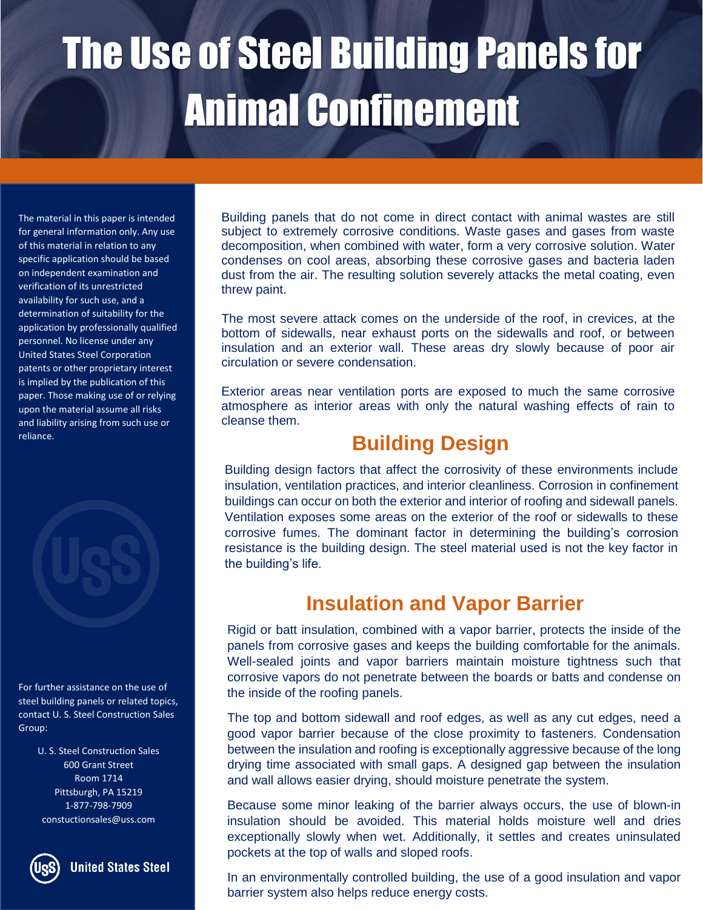# The Use of Steel Building Panels for Animal Confinement

The material in this paper is intended for general information only. Any use of this material in relation to any specific application should be based on independent examination and verification of its unrestricted availability for such use, and a determination of suitability for the application by professionally qualified personnel. No license under any United States Steel Corporation patents or other proprietary interest is implied by the publication of this paper. Those making use of or relying upon the material assume all risks and liability arising from such use or reliance.

For further assistance on the use of steel building panels or related topics, contact U. S. Steel Construction Sales Group:

U. S. Steel Construction Sales
600 Grant Street
Room 1714
Pittsburgh, PA 15219
1-877-798-7909
constuctionsales@uss.com

United States Steel

Building panels that do not come in direct contact with animal wastes are still subject to extremely corrosive conditions. Waste gases and gases from waste decomposition, when combined with water, form a very corrosive solution. Water condenses on cool areas, absorbing these corrosive gases and bacteria laden dust from the air. The resulting solution severely attacks the metal coating, even threw paint.

The most severe attack comes on the underside of the roof, in crevices, at the bottom of sidewalls, near exhaust ports on the sidewalls and roof, or between insulation and an exterior wall. These areas dry slowly because of poor air circulation or severe condensation.

Exterior areas near ventilation ports are exposed to much the same corrosive atmosphere as interior areas with only the natural washing effects of rain to cleanse them.

## Building Design

Building design factors that affect the corrosivity of these environments include insulation, ventilation practices, and interior cleanliness. Corrosion in confinement buildings can occur on both the exterior and interior of roofing and sidewall panels. Ventilation exposes some areas on the exterior of the roof or sidewalls to these corrosive fumes. The dominant factor in determining the building's corrosion resistance is the building design. The steel material used is not the key factor in the building's life.

## Insulation and Vapor Barrier

Rigid or batt insulation, combined with a vapor barrier, protects the inside of the panels from corrosive gases and keeps the building comfortable for the animals. Well-sealed joints and vapor barriers maintain moisture tightness such that corrosive vapors do not penetrate between the boards or batts and condense on the inside of the roofing panels.

The top and bottom sidewall and roof edges, as well as any cut edges, need a good vapor barrier because of the close proximity to fasteners. Condensation between the insulation and roofing is exceptionally aggressive because of the long drying time associated with small gaps. A designed gap between the insulation and wall allows easier drying, should moisture penetrate the system.

Because some minor leaking of the barrier always occurs, the use of blown-in insulation should be avoided. This material holds moisture well and dries exceptionally slowly when wet. Additionally, it settles and creates uninsulated pockets at the top of walls and sloped roofs.

In an environmentally controlled building, the use of a good insulation and vapor barrier system also helps reduce energy costs.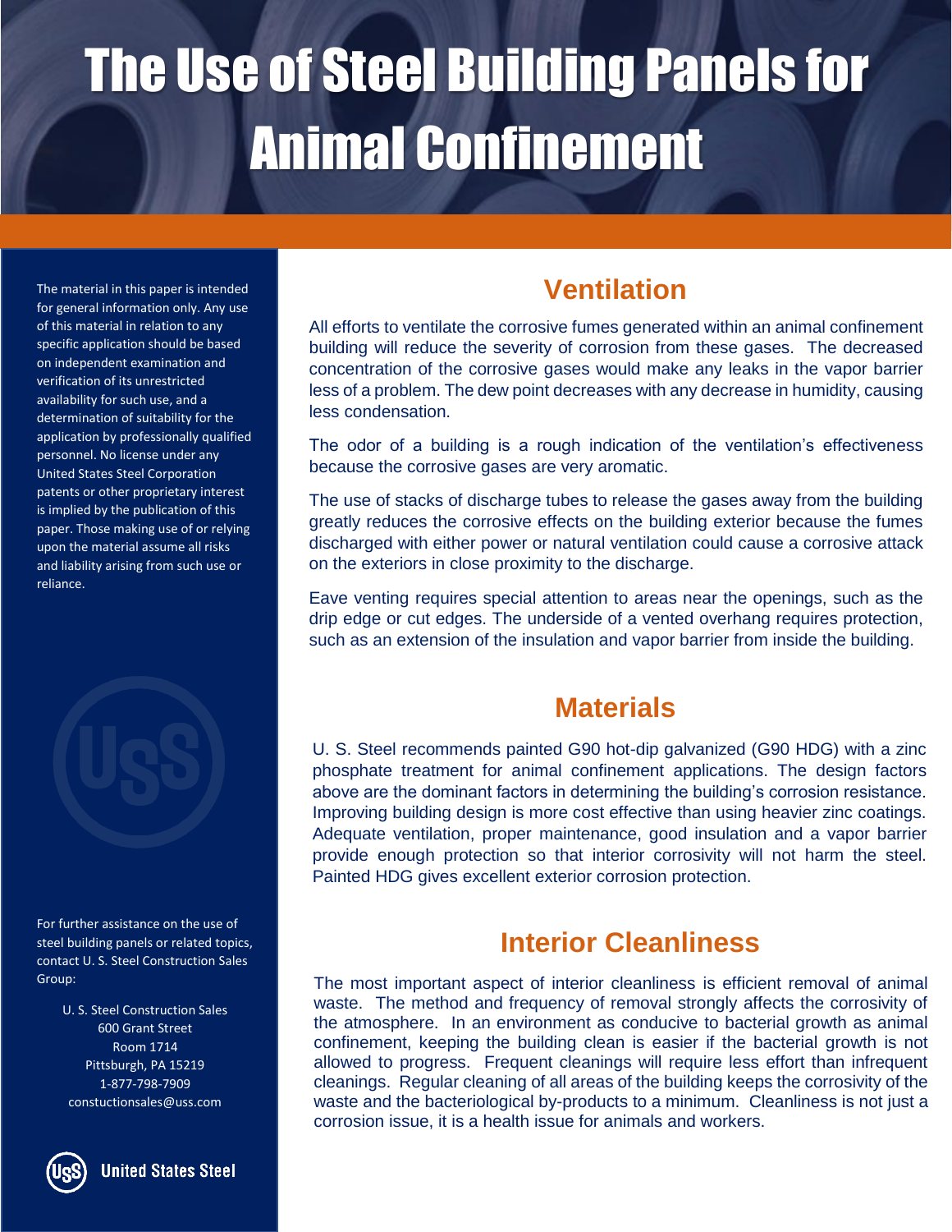# The Use of Steel Building Panels for Animal Confinement

The material in this paper is intended for general information only. Any use of this material in relation to any specific application should be based on independent examination and verification of its unrestricted availability for such use, and a determination of suitability for the application by professionally qualified personnel. No license under any United States Steel Corporation patents or other proprietary interest is implied by the publication of this paper. Those making use of or relying upon the material assume all risks and liability arising from such use or reliance.

For further assistance on the use of steel building panels or related topics, contact U. S. Steel Construction Sales Group:

U. S. Steel Construction Sales
600 Grant Street
Room 1714
Pittsburgh, PA 15219
1-877-798-7909
constuctionsales@uss.com

United States Steel

## Ventilation

All efforts to ventilate the corrosive fumes generated within an animal confinement building will reduce the severity of corrosion from these gases. The decreased concentration of the corrosive gases would make any leaks in the vapor barrier less of a problem. The dew point decreases with any decrease in humidity, causing less condensation.

The odor of a building is a rough indication of the ventilation's effectiveness because the corrosive gases are very aromatic.

The use of stacks of discharge tubes to release the gases away from the building greatly reduces the corrosive effects on the building exterior because the fumes discharged with either power or natural ventilation could cause a corrosive attack on the exteriors in close proximity to the discharge.

Eave venting requires special attention to areas near the openings, such as the drip edge or cut edges. The underside of a vented overhang requires protection, such as an extension of the insulation and vapor barrier from inside the building.

## Materials

U. S. Steel recommends painted G90 hot-dip galvanized (G90 HDG) with a zinc phosphate treatment for animal confinement applications. The design factors above are the dominant factors in determining the building's corrosion resistance. Improving building design is more cost effective than using heavier zinc coatings. Adequate ventilation, proper maintenance, good insulation and a vapor barrier provide enough protection so that interior corrosivity will not harm the steel. Painted HDG gives excellent exterior corrosion protection.

## Interior Cleanliness

The most important aspect of interior cleanliness is efficient removal of animal waste. The method and frequency of removal strongly affects the corrosivity of the atmosphere. In an environment as conducive to bacterial growth as animal confinement, keeping the building clean is easier if the bacterial growth is not allowed to progress. Frequent cleanings will require less effort than infrequent cleanings. Regular cleaning of all areas of the building keeps the corrosivity of the waste and the bacteriological by-products to a minimum. Cleanliness is not just a corrosion issue, it is a health issue for animals and workers.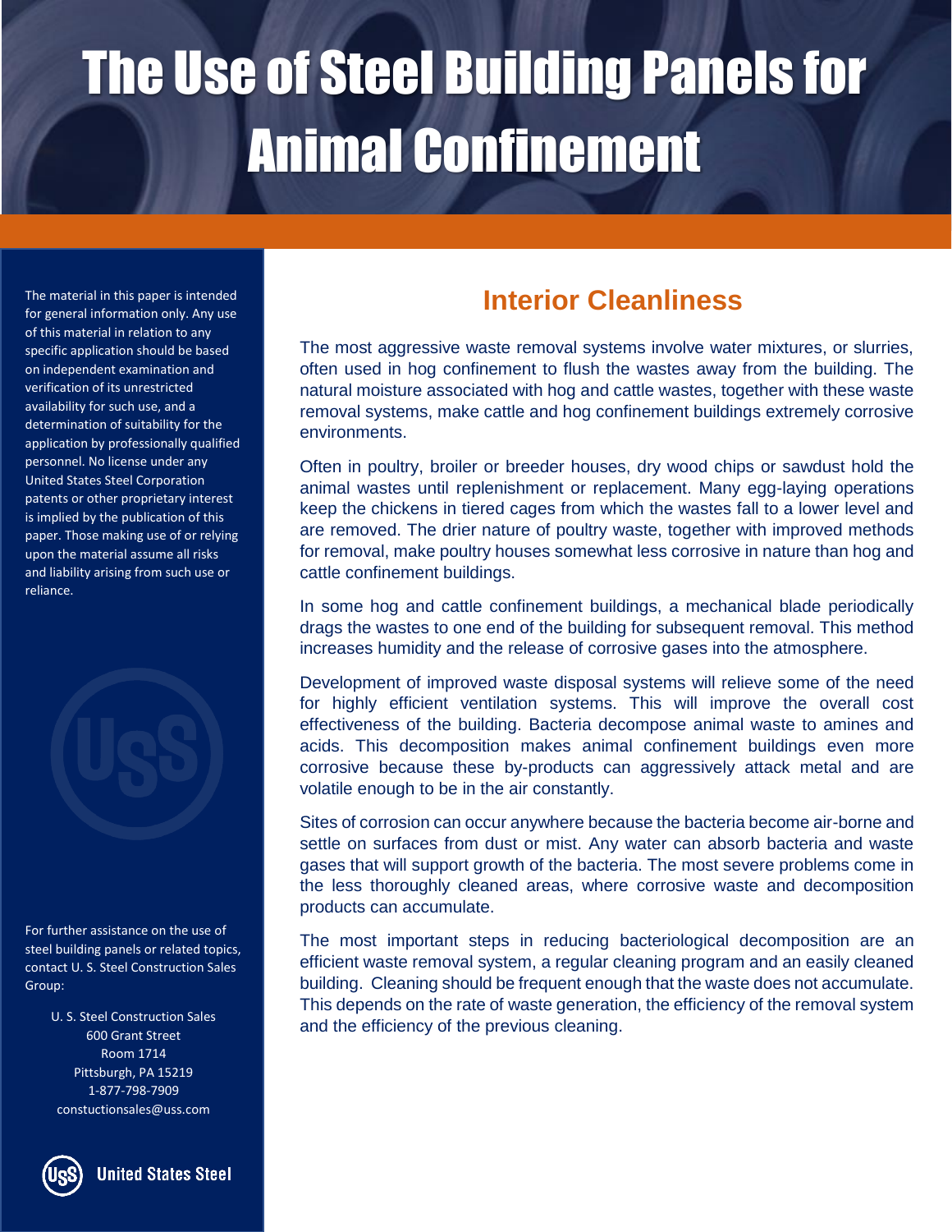# The Use of Steel Building Panels for Animal Confinement

The material in this paper is intended for general information only. Any use of this material in relation to any specific application should be based on independent examination and verification of its unrestricted availability for such use, and a determination of suitability for the application by professionally qualified personnel. No license under any United States Steel Corporation patents or other proprietary interest is implied by the publication of this paper. Those making use of or relying upon the material assume all risks and liability arising from such use or reliance.

For further assistance on the use of steel building panels or related topics, contact U. S. Steel Construction Sales Group:

U. S. Steel Construction Sales
600 Grant Street
Room 1714
Pittsburgh, PA 15219
1-877-798-7909
constuctionsales@uss.com

United States Steel

## Interior Cleanliness

The most aggressive waste removal systems involve water mixtures, or slurries, often used in hog confinement to flush the wastes away from the building. The natural moisture associated with hog and cattle wastes, together with these waste removal systems, make cattle and hog confinement buildings extremely corrosive environments.

Often in poultry, broiler or breeder houses, dry wood chips or sawdust hold the animal wastes until replenishment or replacement. Many egg-laying operations keep the chickens in tiered cages from which the wastes fall to a lower level and are removed. The drier nature of poultry waste, together with improved methods for removal, make poultry houses somewhat less corrosive in nature than hog and cattle confinement buildings.

In some hog and cattle confinement buildings, a mechanical blade periodically drags the wastes to one end of the building for subsequent removal. This method increases humidity and the release of corrosive gases into the atmosphere.

Development of improved waste disposal systems will relieve some of the need for highly efficient ventilation systems. This will improve the overall cost effectiveness of the building. Bacteria decompose animal waste to amines and acids. This decomposition makes animal confinement buildings even more corrosive because these by-products can aggressively attack metal and are volatile enough to be in the air constantly.

Sites of corrosion can occur anywhere because the bacteria become air-borne and settle on surfaces from dust or mist. Any water can absorb bacteria and waste gases that will support growth of the bacteria. The most severe problems come in the less thoroughly cleaned areas, where corrosive waste and decomposition products can accumulate.

The most important steps in reducing bacteriological decomposition are an efficient waste removal system, a regular cleaning program and an easily cleaned building. Cleaning should be frequent enough that the waste does not accumulate. This depends on the rate of waste generation, the efficiency of the removal system and the efficiency of the previous cleaning.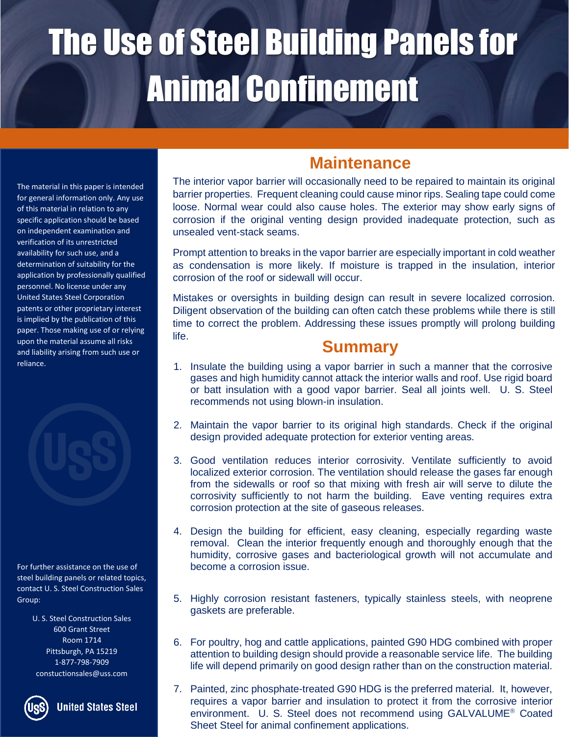# The Use of Steel Building Panels for Animal Confinement

The material in this paper is intended for general information only. Any use of this material in relation to any specific application should be based on independent examination and verification of its unrestricted availability for such use, and a determination of suitability for the application by professionally qualified personnel. No license under any United States Steel Corporation patents or other proprietary interest is implied by the publication of this paper. Those making use of or relying upon the material assume all risks and liability arising from such use or reliance.

For further assistance on the use of steel building panels or related topics, contact U. S. Steel Construction Sales Group:

U. S. Steel Construction Sales
600 Grant Street
Room 1714
Pittsburgh, PA 15219
1-877-798-7909
constuctionsales@uss.com

United States Steel

## Maintenance

The interior vapor barrier will occasionally need to be repaired to maintain its original barrier properties. Frequent cleaning could cause minor rips. Sealing tape could come loose. Normal wear could also cause holes. The exterior may show early signs of corrosion if the original venting design provided inadequate protection, such as unsealed vent-stack seams.

Prompt attention to breaks in the vapor barrier are especially important in cold weather as condensation is more likely. If moisture is trapped in the insulation, interior corrosion of the roof or sidewall will occur.

Mistakes or oversights in building design can result in severe localized corrosion. Diligent observation of the building can often catch these problems while there is still time to correct the problem. Addressing these issues promptly will prolong building life.

## Summary

1. Insulate the building using a vapor barrier in such a manner that the corrosive gases and high humidity cannot attack the interior walls and roof. Use rigid board or batt insulation with a good vapor barrier. Seal all joints well. U. S. Steel recommends not using blown-in insulation.

2. Maintain the vapor barrier to its original high standards. Check if the original design provided adequate protection for exterior venting areas.

3. Good ventilation reduces interior corrosivity. Ventilate sufficiently to avoid localized exterior corrosion. The ventilation should release the gases far enough from the sidewalls or roof so that mixing with fresh air will serve to dilute the corrosivity sufficiently to not harm the building. Eave venting requires extra corrosion protection at the site of gaseous releases.

4. Design the building for efficient, easy cleaning, especially regarding waste removal. Clean the interior frequently enough and thoroughly enough that the humidity, corrosive gases and bacteriological growth will not accumulate and become a corrosion issue.

5. Highly corrosion resistant fasteners, typically stainless steels, with neoprene gaskets are preferable.

6. For poultry, hog and cattle applications, painted G90 HDG combined with proper attention to building design should provide a reasonable service life. The building life will depend primarily on good design rather than on the construction material.

7. Painted, zinc phosphate-treated G90 HDG is the preferred material. It, however, requires a vapor barrier and insulation to protect it from the corrosive interior environment. U. S. Steel does not recommend using GALVALUME® Coated Sheet Steel for animal confinement applications.